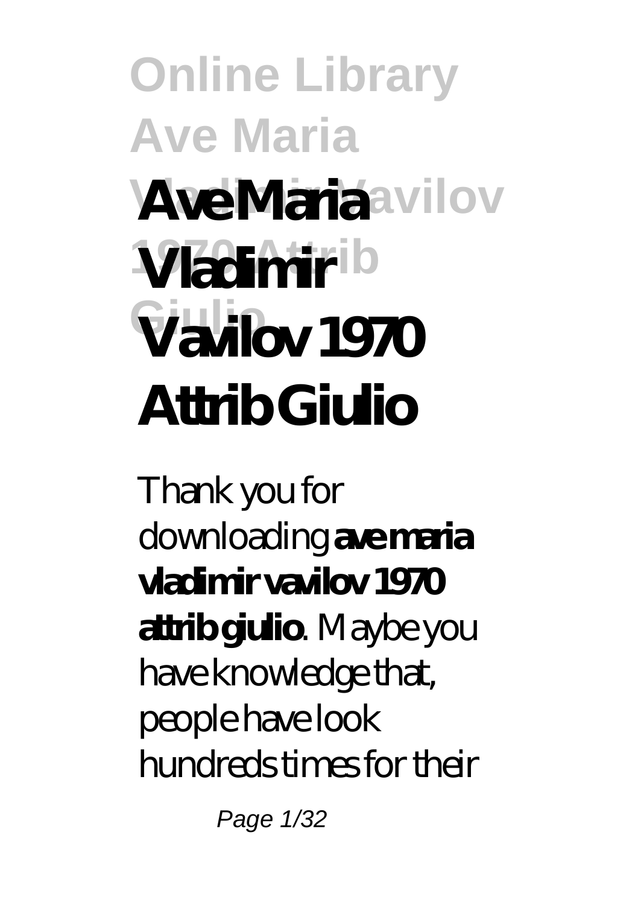# Ave Maria Vladimir Vavilov 1970 Attrib Giulio

Thank you for downloading **ave maria vladimir vavilov 1970 attrib giulio**. Maybe you have knowledge that, people have look hundreds times for their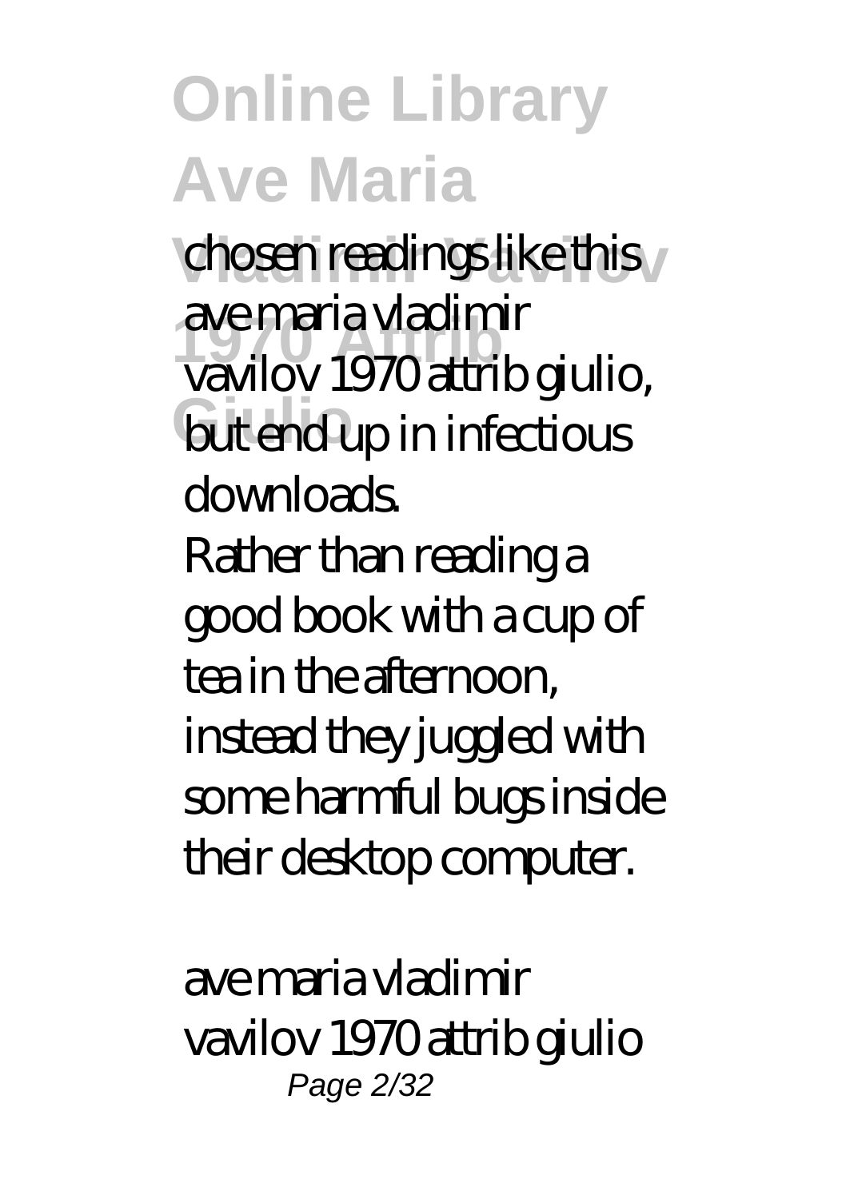chosen readings like this ave maria vladimir vavilov 1970 attrib giulio, but end up in infectious downloads.

Rather than reading a good book with a cup of tea in the afternoon, instead they juggled with some harmful bugs inside their desktop computer.

ave maria vladimir vavilov 1970 attrib giulio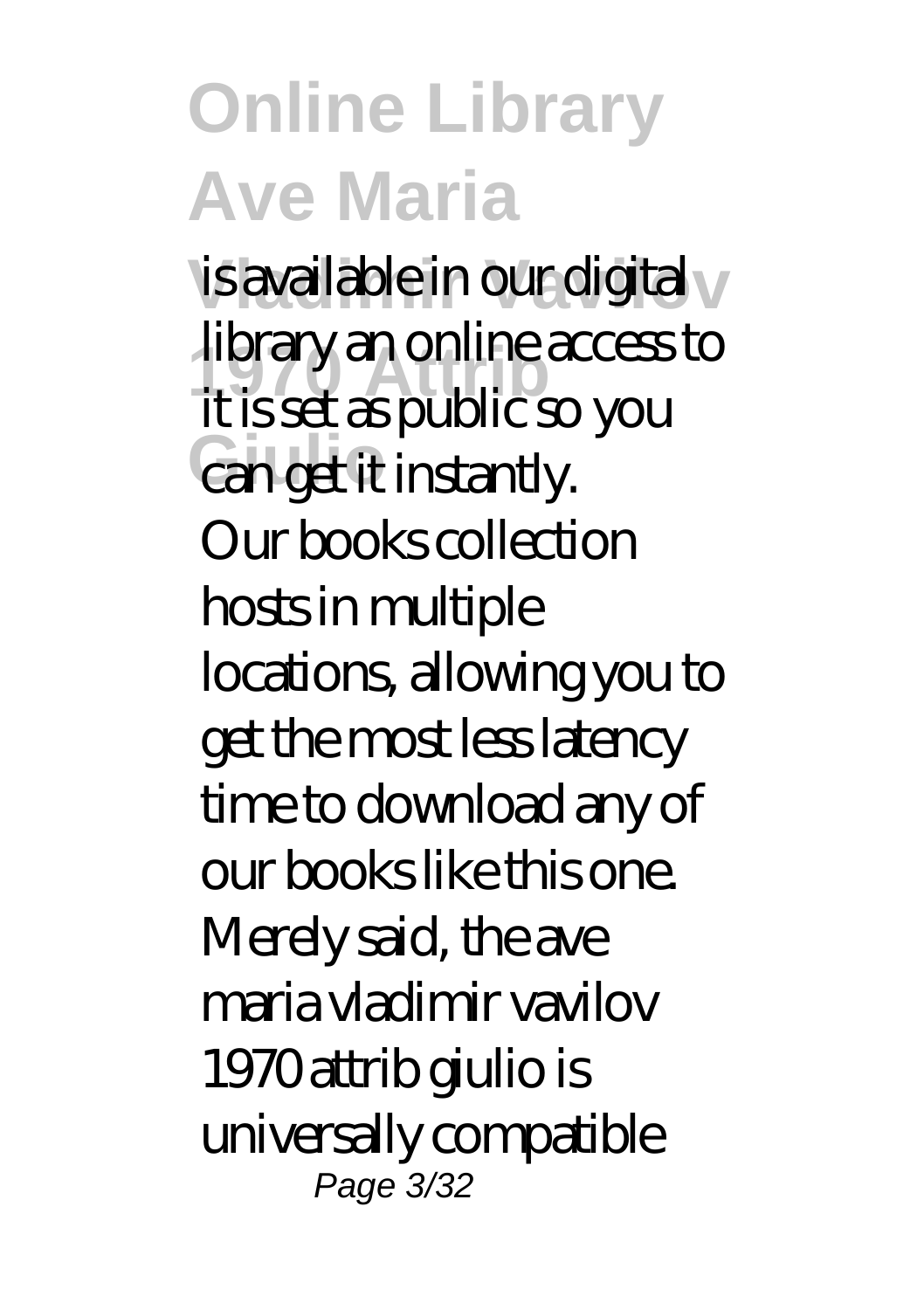is available in our digital library an online access to it is set as public so you can get it instantly.

Our books collection hosts in multiple locations, allowing you to get the most less latency time to download any of our books like this one. Merely said, the ave maria vladimir vavilov 1970 attrib giulio is universally compatible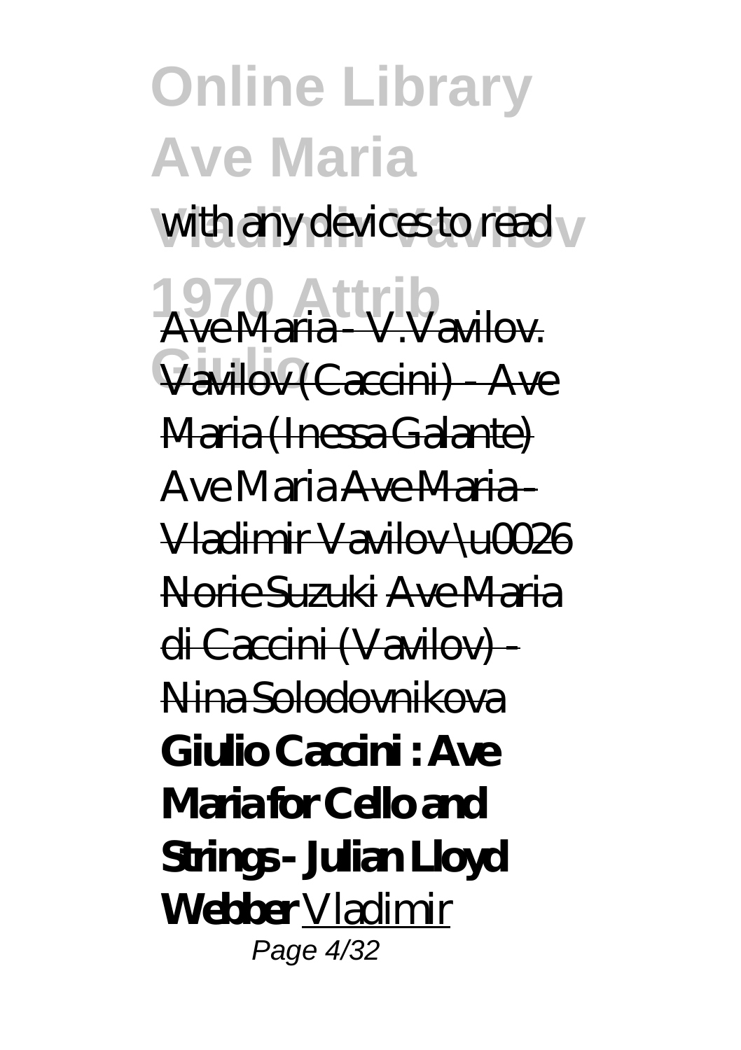with any devices to read

Ave Maria - V.Vavilov. Vavilov (Caccini) - Ave Maria (Inessa Galante) *Ave Maria* Ave Maria - Vladimir Vavilov \u0026 Norie Suzuki Ave Maria di Caccini (Vavilov) - Nina Solodovnikova **Giulio Caccini : Ave Maria for Cello and Strings - Julian Lloyd Webber** Vladimir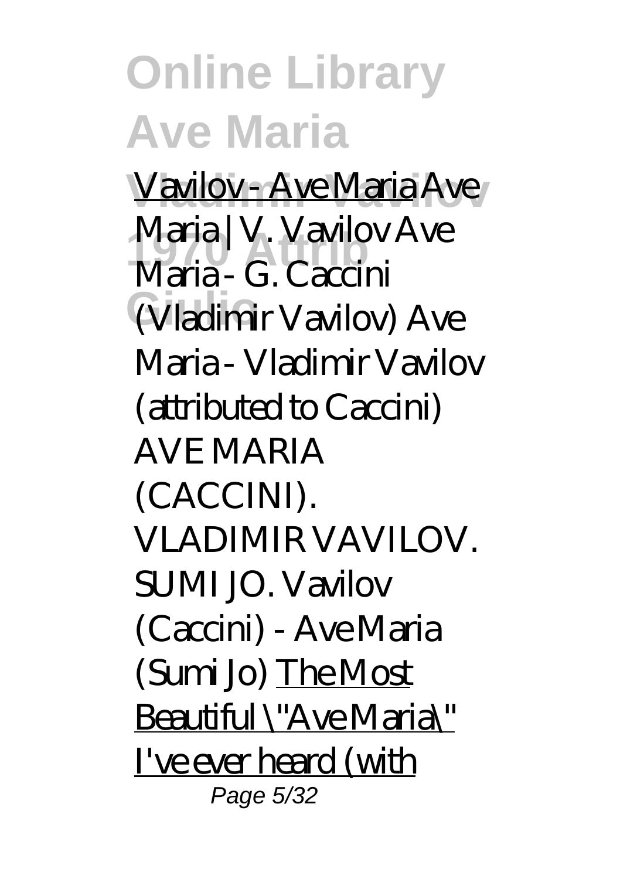Vavilov - Ave Maria *Ave Maria | V. Vavilov* *Ave Maria - G. Caccini (Vladimir Vavilov)* *Ave Maria - Vladimir Vavilov (attributed to Caccini)* *AVE MARIA (CACCINI). VLADIMIR VAVILOV. SUMI JO.* *Vavilov (Caccini) - Ave Maria (Sumi Jo)* The Most Beautiful \"Ave Maria\" I've ever heard (with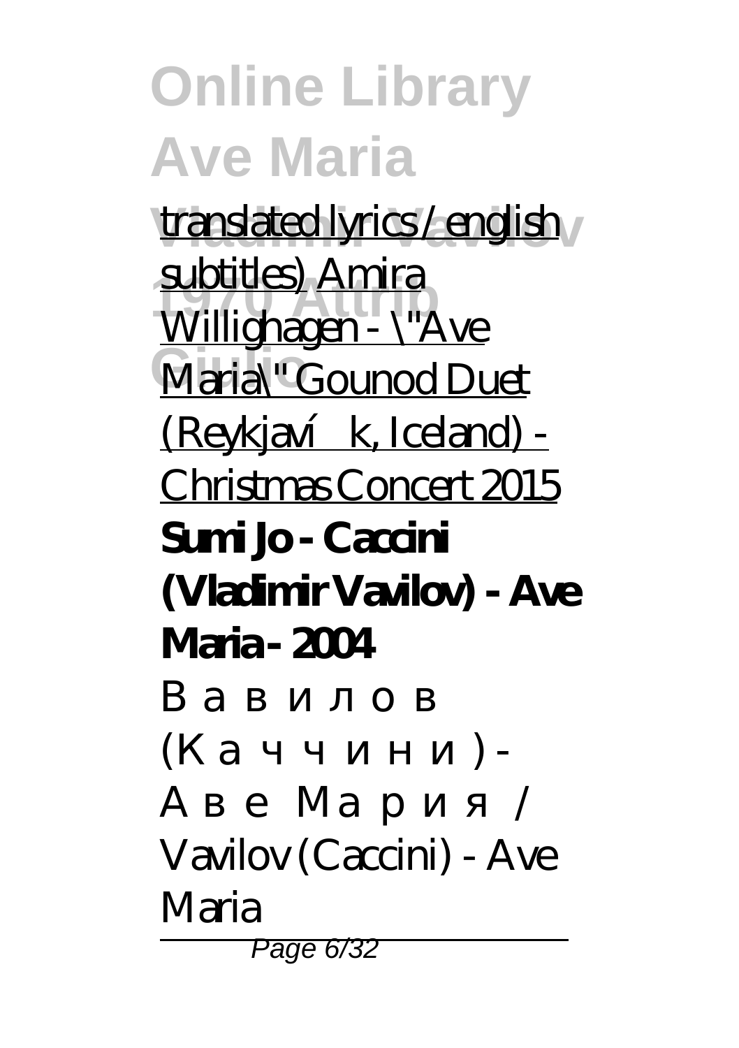translated lyrics / english subtitles) Amira Willighagen - \"Ave Maria\" Gounod Duet (Reykjavík, Iceland) - Christmas Concert 2015

**Sumi Jo - Caccini (Vladimir Vavilov) - Ave Maria - 2004**

*Вавилов (Каччини) - Аве Мария / Vavilov (Caccini) - Ave Maria*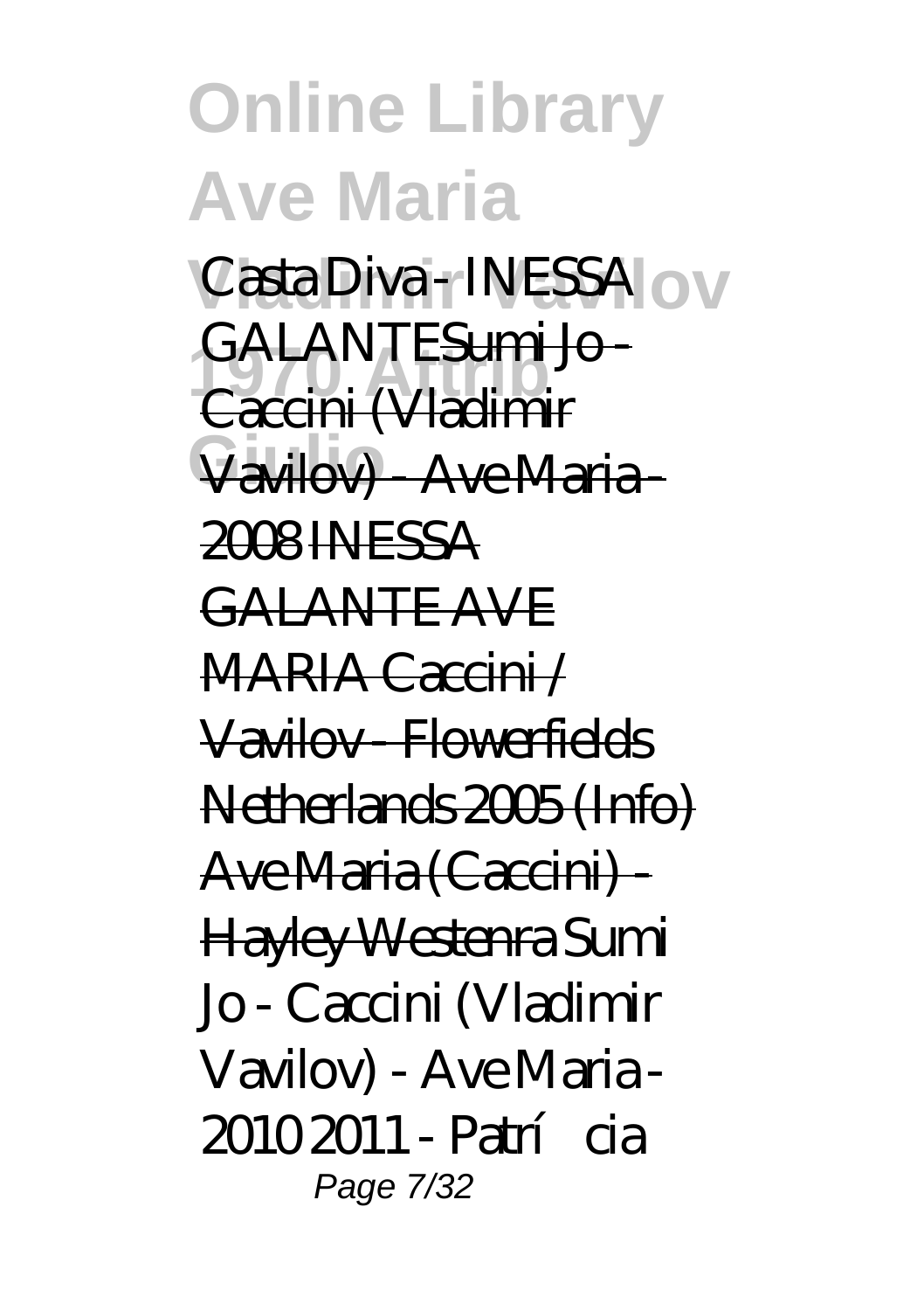*Casta Diva - INESSA GALANTE* Sumi Jo - Caccini (Vladimir Vavilov) - Ave Maria - 2008 INESSA GALANTE AVE MARIA Caccini / Vavilov - Flowerfields Netherlands 2005 (Info) Ave Maria (Caccini) - Hayley Westenra *Sumi Jo - Caccini (Vladimir Vavilov) - Ave Maria - 2010 2011 - Patrícia*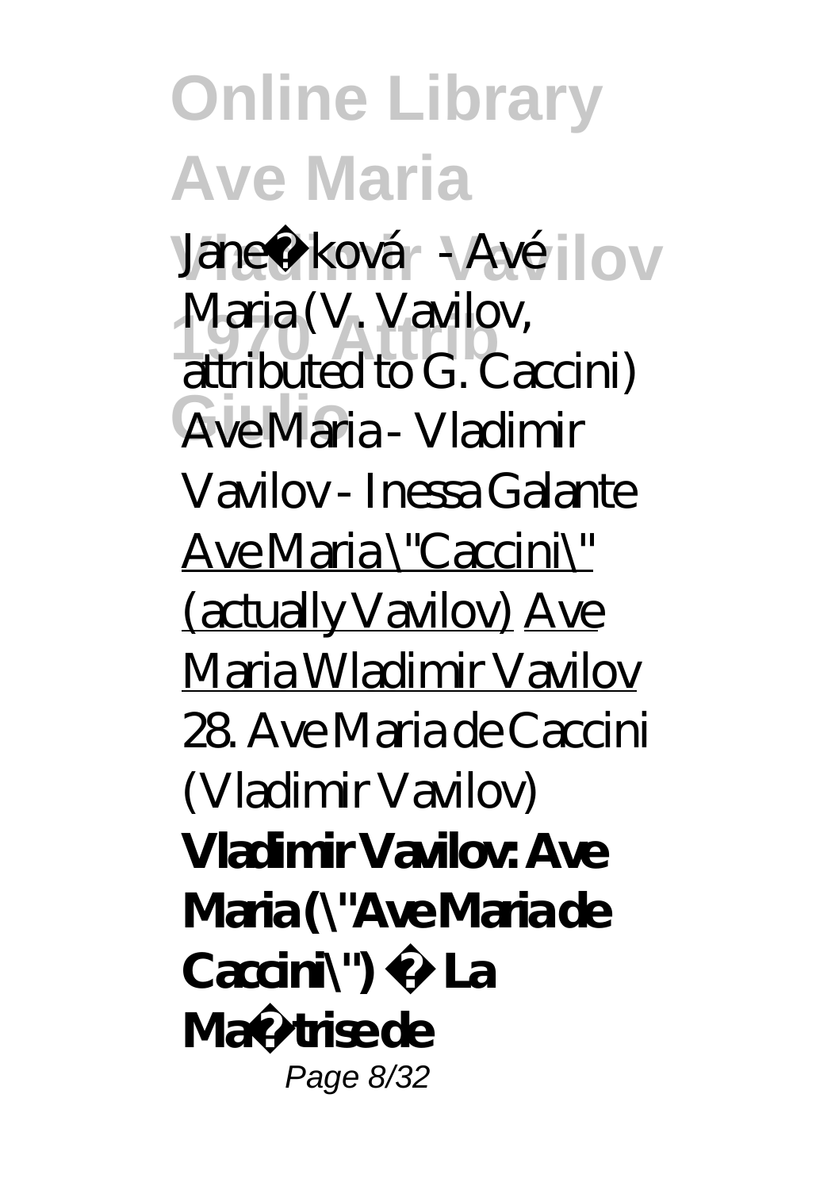*Janečková - Avé Maria (V. Vavilov, attributed to G. Caccini)* *Ave Maria - Vladimir Vavilov - Inessa Galante* Ave Maria \"Caccini\" (actually Vavilov) Ave Maria Wladimir Vavilov *28. Ave Maria de Caccini (Vladimir Vavilov)* **Vladimir Vavilov: Ave Maria (\"Ave Maria de Caccini\") · La Maîtrise de**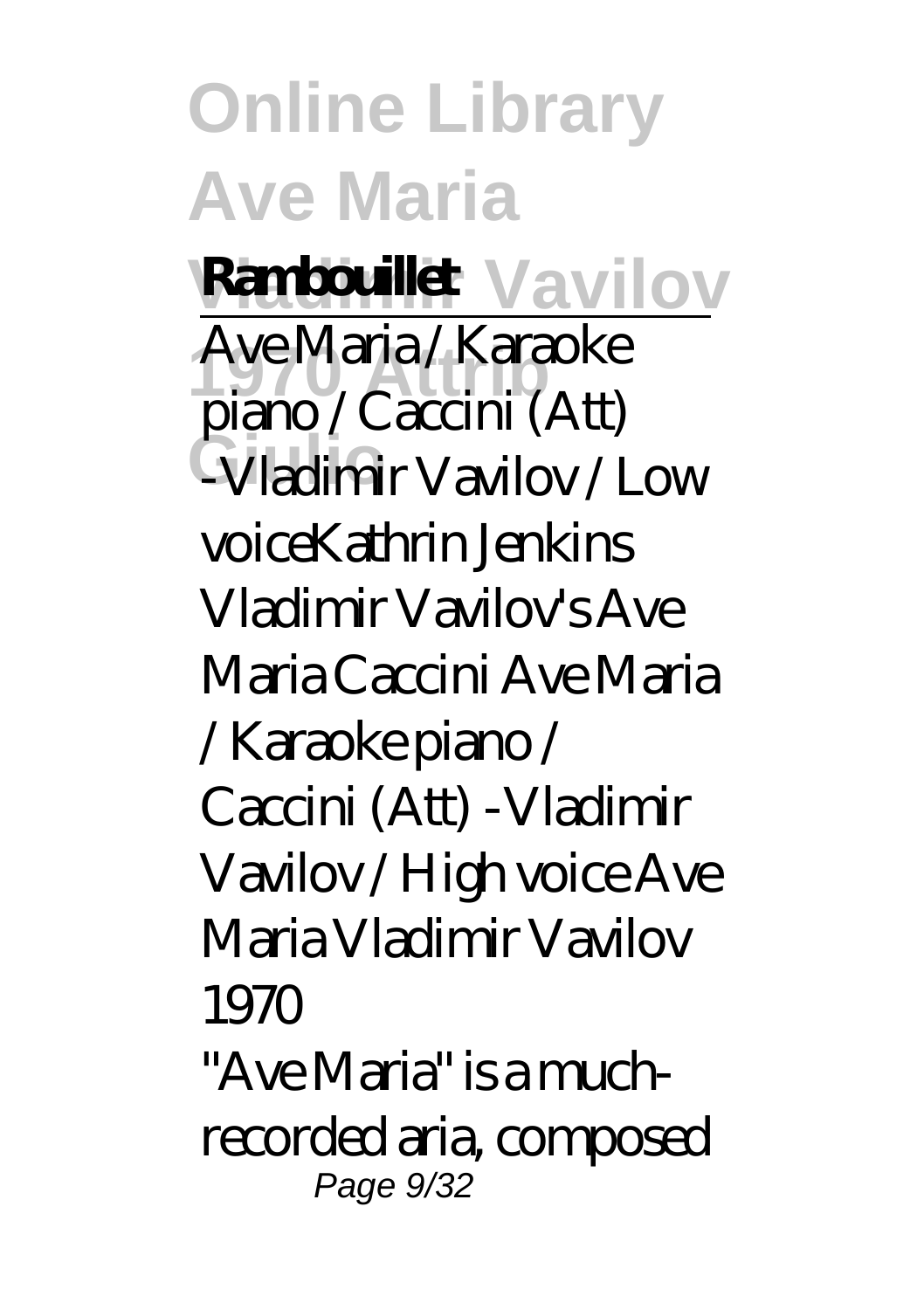**Rambouillet**

Ave Maria / Karaoke piano / Caccini (Att) -Vladimir Vavilov / Low voiceKathrin Jenkins Vladimir Vavilov's Ave Maria Caccini Ave Maria / Karaoke piano / Caccini (Att) -Vladimir Vavilov / High voice Ave Maria Vladimir Vavilov 1970

"Ave Maria" is a much-recorded aria, composed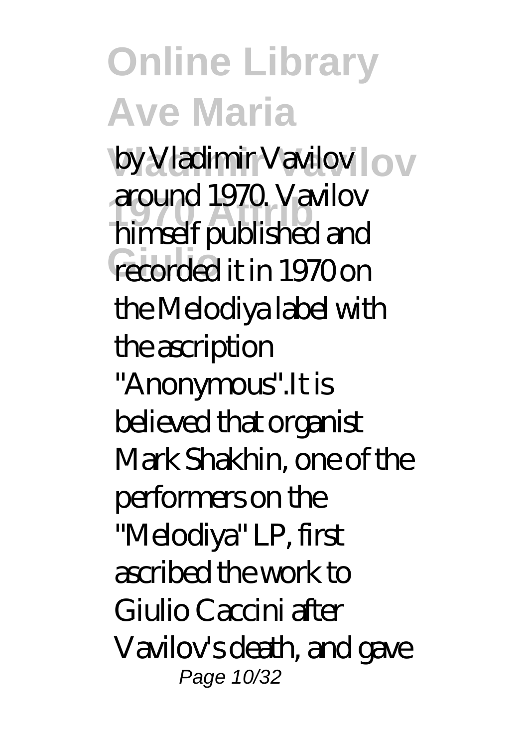by Vladimir Vavilov around 1970. Vavilov himself published and recorded it in 1970 on the Melodiya label with the ascription "Anonymous".It is believed that organist Mark Shakhin, one of the performers on the "Melodiya" LP, first ascribed the work to Giulio Caccini after Vavilov's death, and gave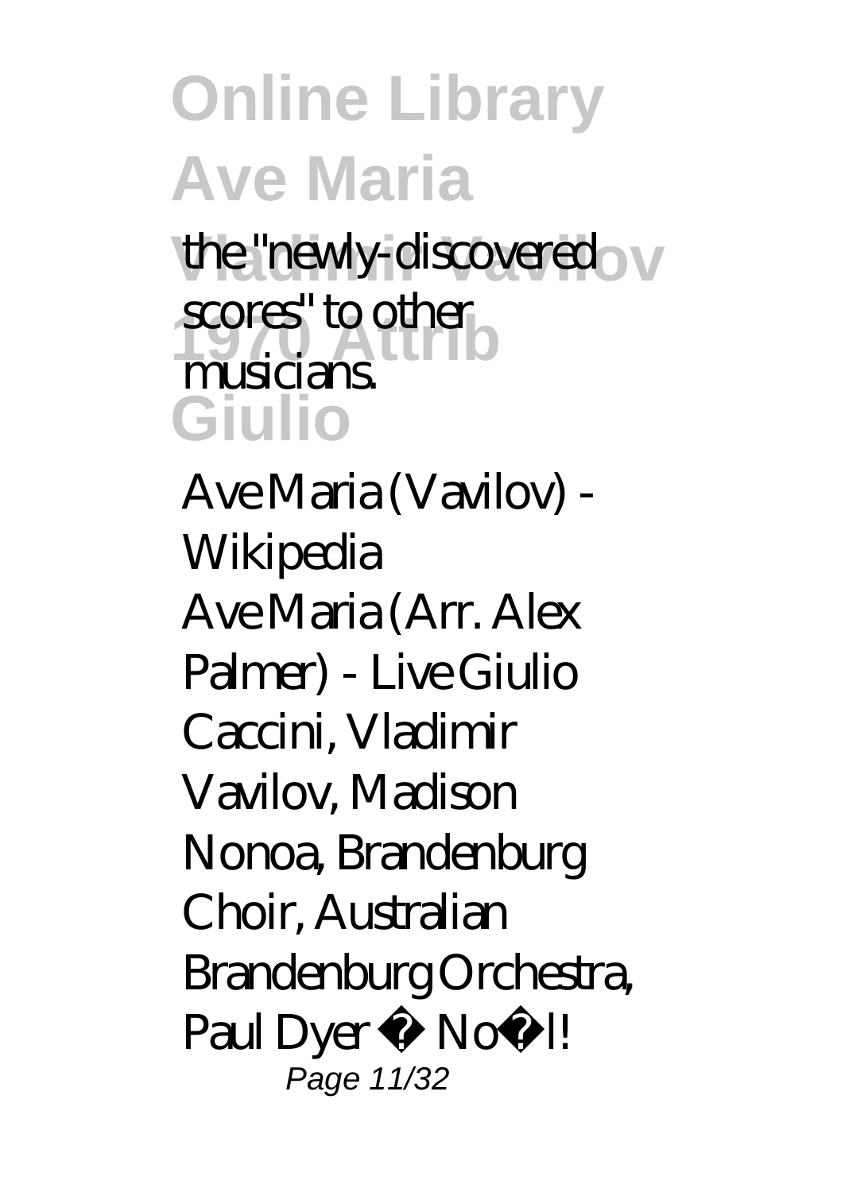the "newly-discovered scores" to other musicians.

*Ave Maria (Vavilov) - Wikipedia*

Ave Maria (Arr. Alex Palmer) - Live Giulio Caccini, Vladimir Vavilov, Madison Nonoa, Brandenburg Choir, Australian Brandenburg Orchestra, Paul Dyer · Noël!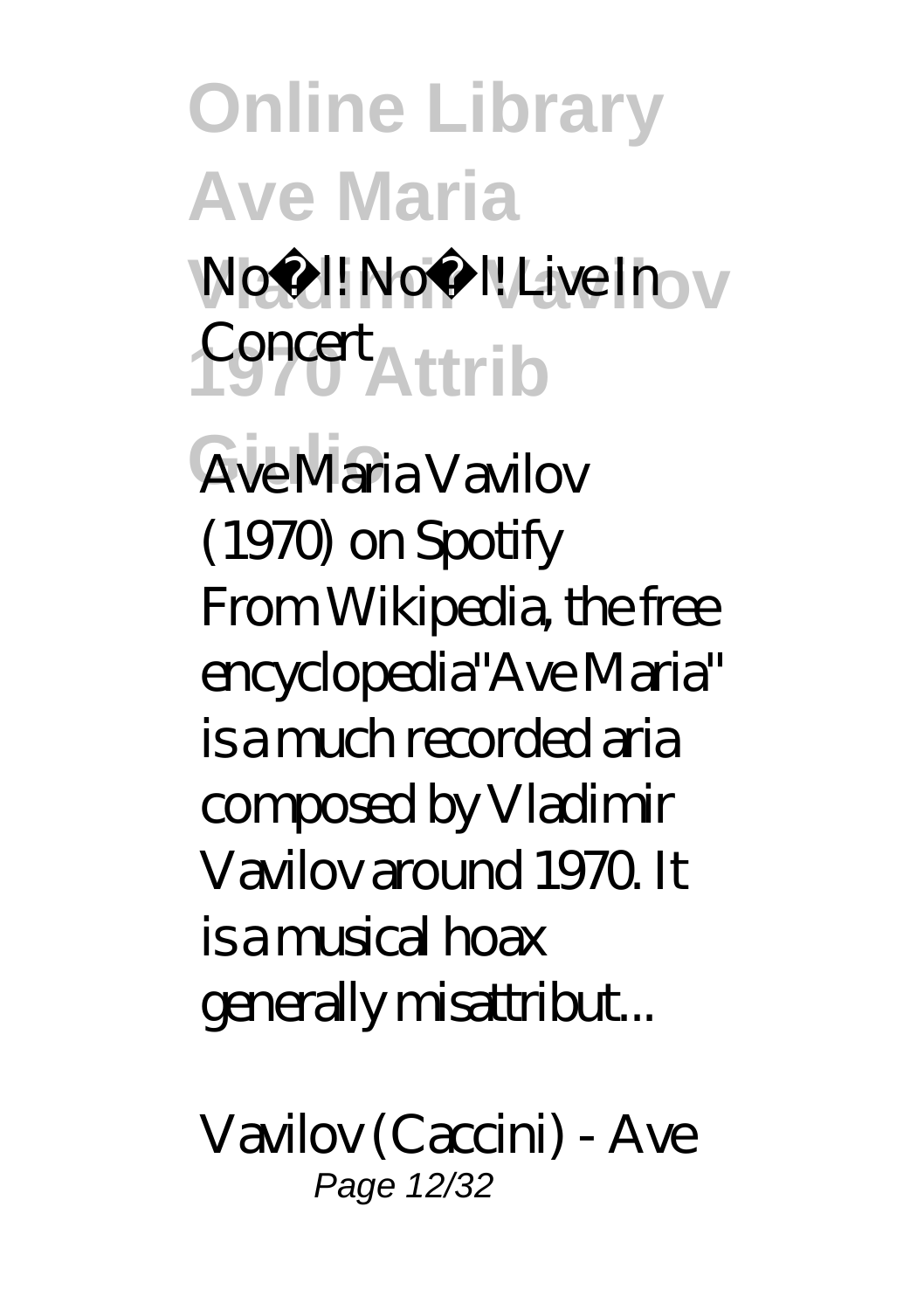Noël! Noël! Live In Concert

*Ave Maria Vavilov (1970) on Spotify*

From Wikipedia, the free encyclopedia"Ave Maria" is a much recorded aria composed by Vladimir Vavilov around 1970. It is a musical hoax generally misattribut...

*Vavilov (Caccini) - Ave*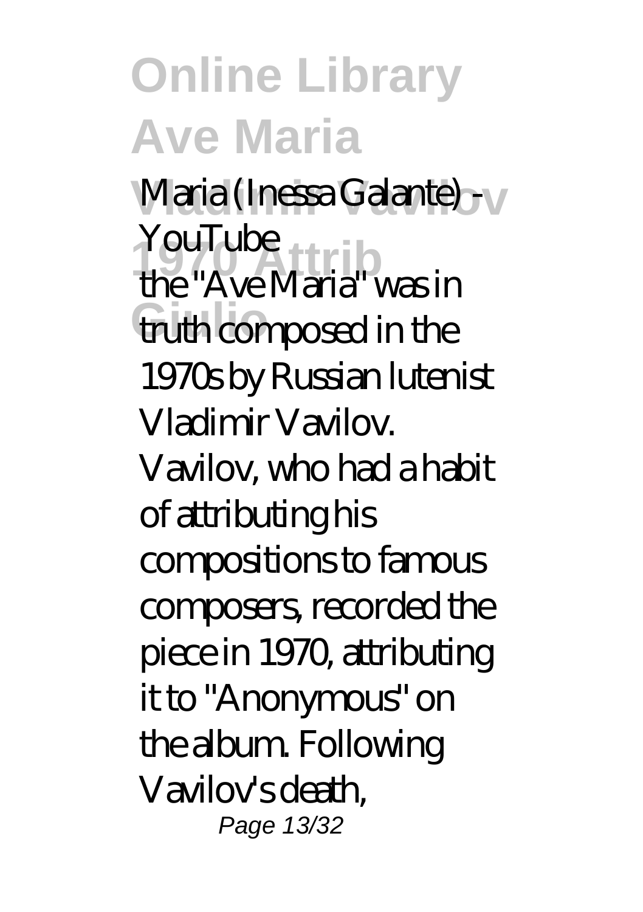Maria (Inessa Galante) - YouTube

the "Ave Maria" was in truth composed in the 1970s by Russian lutenist Vladimir Vavilov. Vavilov, who had a habit of attributing his compositions to famous composers, recorded the piece in 1970, attributing it to "Anonymous" on the album. Following Vavilov's death,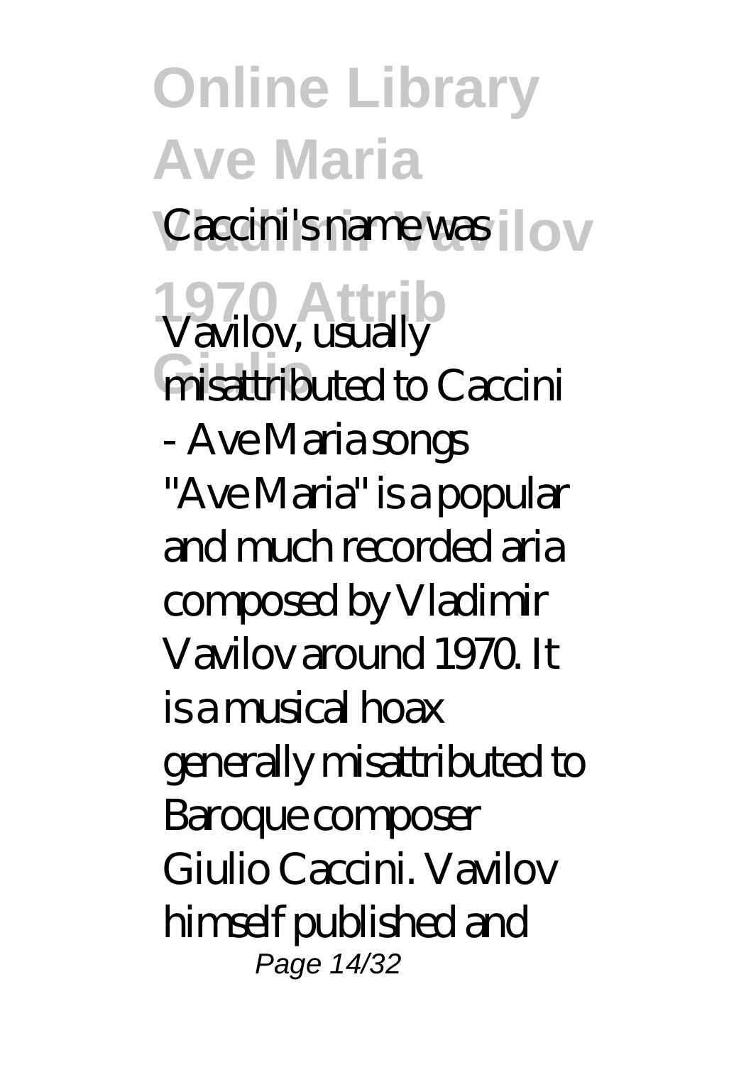Caccini's name was Vavilov, usually misattributed to Caccini - Ave Maria songs

"Ave Maria" is a popular and much recorded aria composed by Vladimir Vavilov around 1970. It is a musical hoax generally misattributed to Baroque composer Giulio Caccini. Vavilov himself published and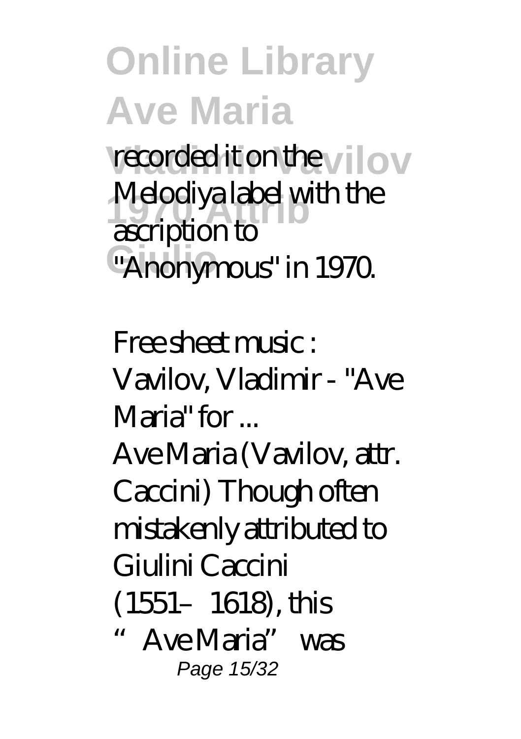recorded it on the Melodiya label with the ascription to "Anonymous" in 1970.

Free sheet music : Vavilov, Vladimir - "Ave Maria" for ...

Ave Maria (Vavilov, attr. Caccini) Though often mistakenly attributed to Giulini Caccini (1551–1618), this "Ave Maria" was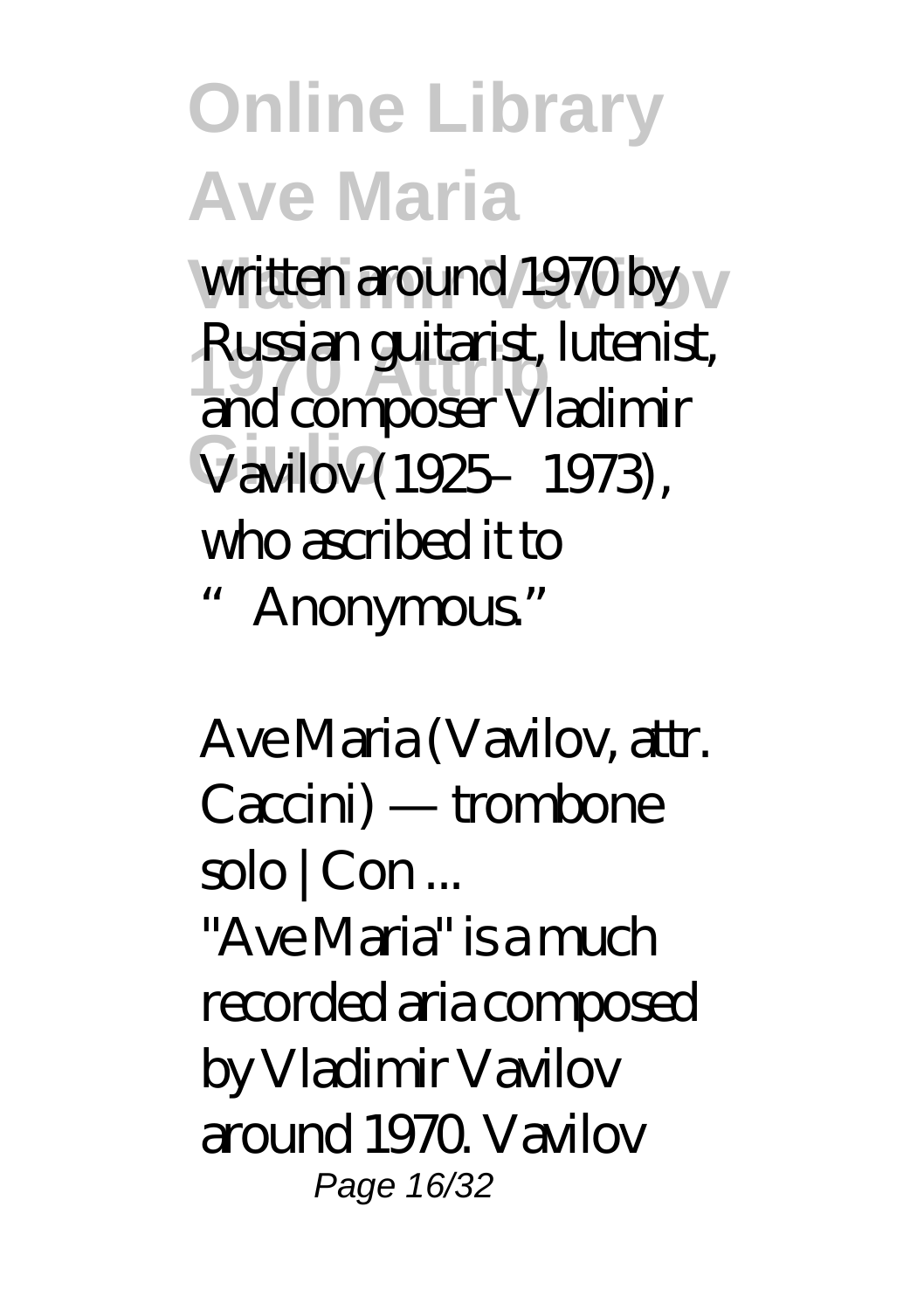written around 1970 by Russian guitarist, lutenist, and composer Vladimir Vavilov (1925–1973), who ascribed it to "Anonymous."

Ave Maria (Vavilov, attr. Caccini) — trombone solo | Con ...

"Ave Maria" is a much recorded aria composed by Vladimir Vavilov around 1970. Vavilov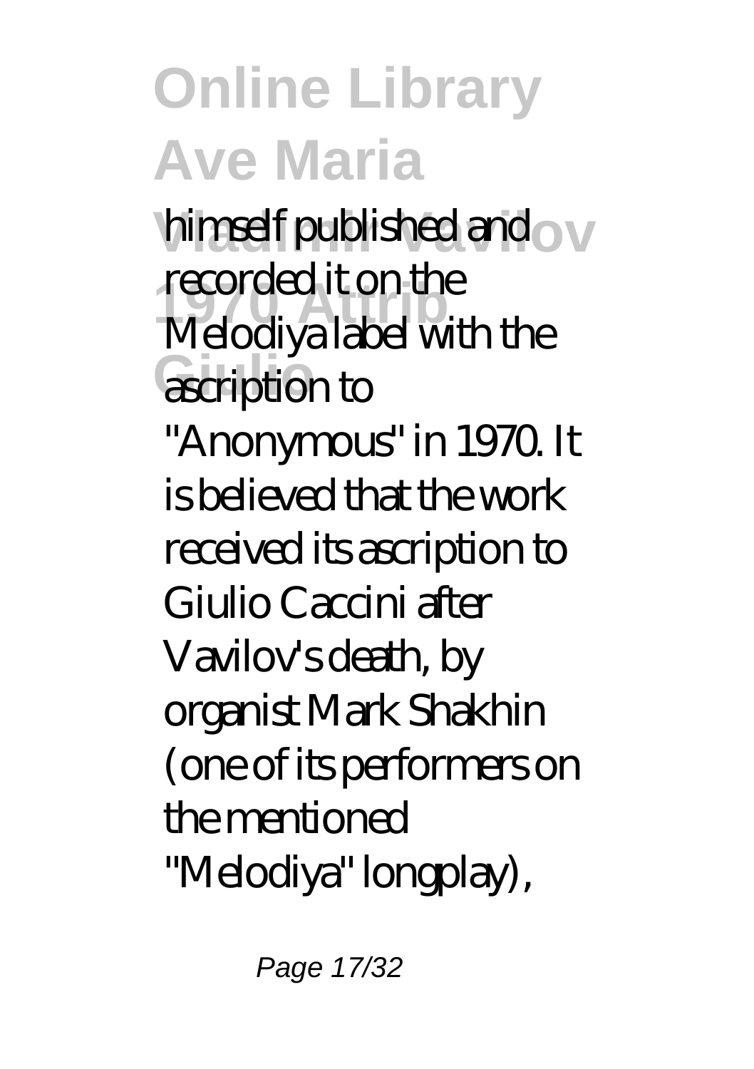himself published and recorded it on the Melodiya label with the ascription to "Anonymous" in 1970. It is believed that the work received its ascription to Giulio Caccini after Vavilov's death, by organist Mark Shakhin (one of its performers on the mentioned "Melodiya" longplay),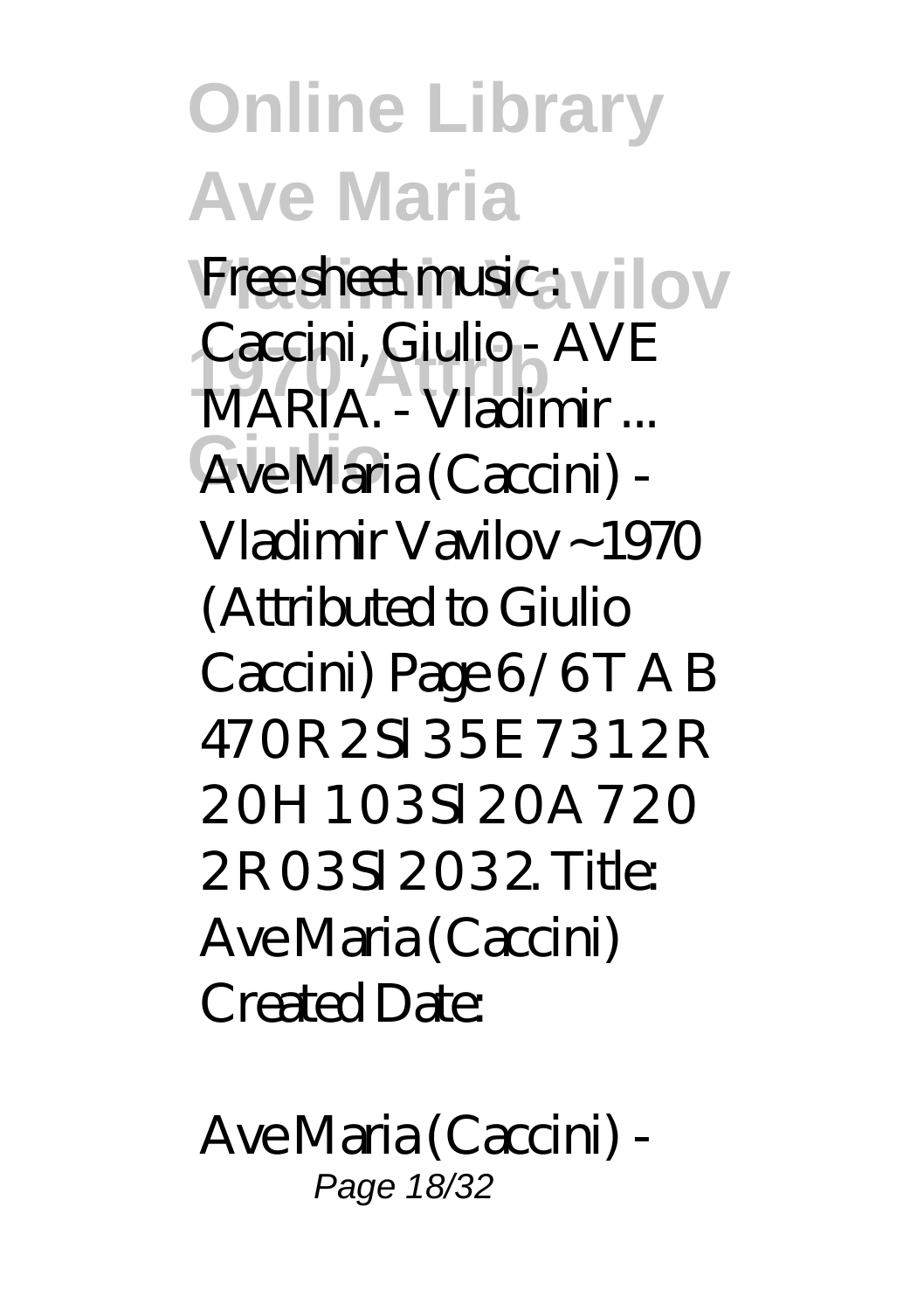*Free sheet music : Caccini, Giulio - AVE MARIA. - Vladimir ...*

Ave Maria (Caccini) - Vladimir Vavilov ~1970 (Attributed to Giulio Caccini) Page 6 / 6 T A B 4 7 0 R 2 Sl 3 5 E 7 3 1 2 R 2 0 H 1 0 3 Sl 2 0 A 7 2 0 2 R 0 3 Sl 2 0 3 2. Title: Ave Maria (Caccini) Created Date:

*Ave Maria (Caccini) -*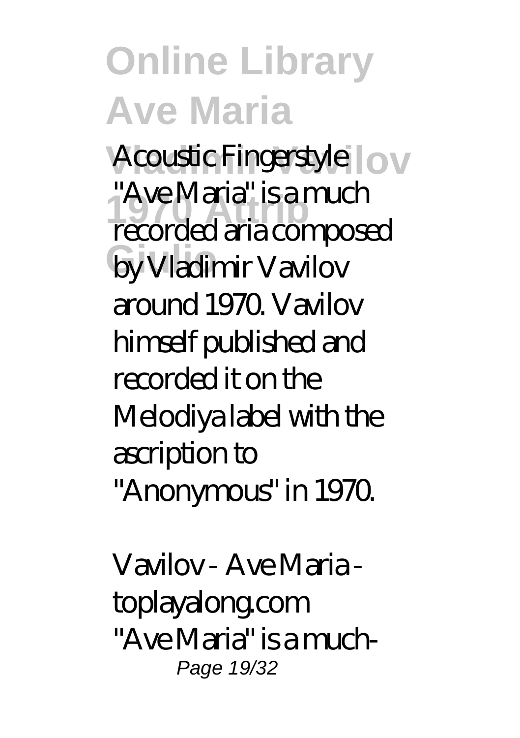Acoustic Fingerstyle

"Ave Maria" is a much recorded aria composed by Vladimir Vavilov around 1970. Vavilov himself published and recorded it on the Melodiya label with the ascription to "Anonymous" in 1970.

*Vavilov - Ave Maria - toplayalong.com*

"Ave Maria" is a much-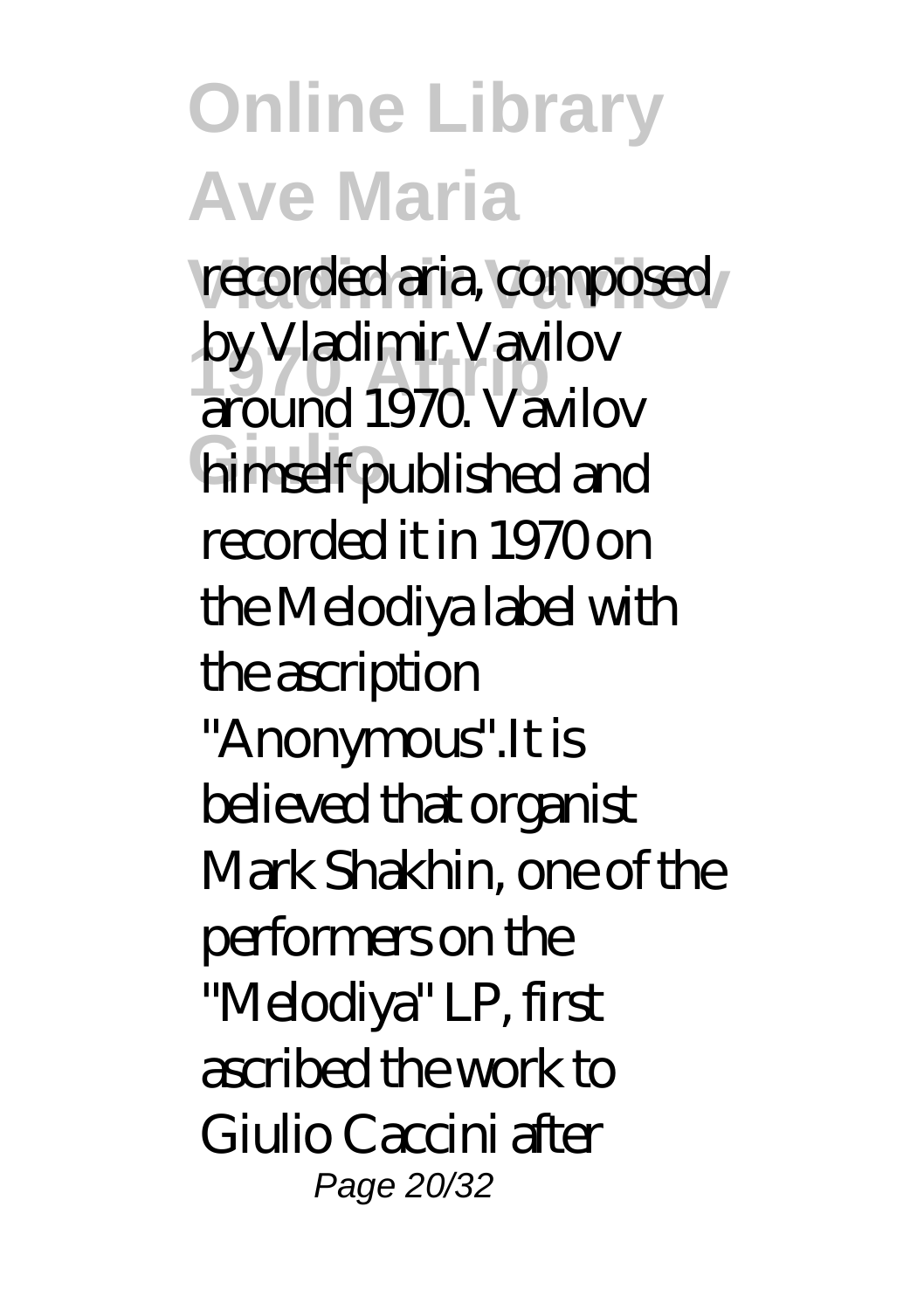recorded aria, composed by Vladimir Vavilov around 1970. Vavilov himself published and recorded it in 1970 on the Melodiya label with the ascription "Anonymous".It is believed that organist Mark Shakhin, one of the performers on the "Melodiya" LP, first ascribed the work to Giulio Caccini after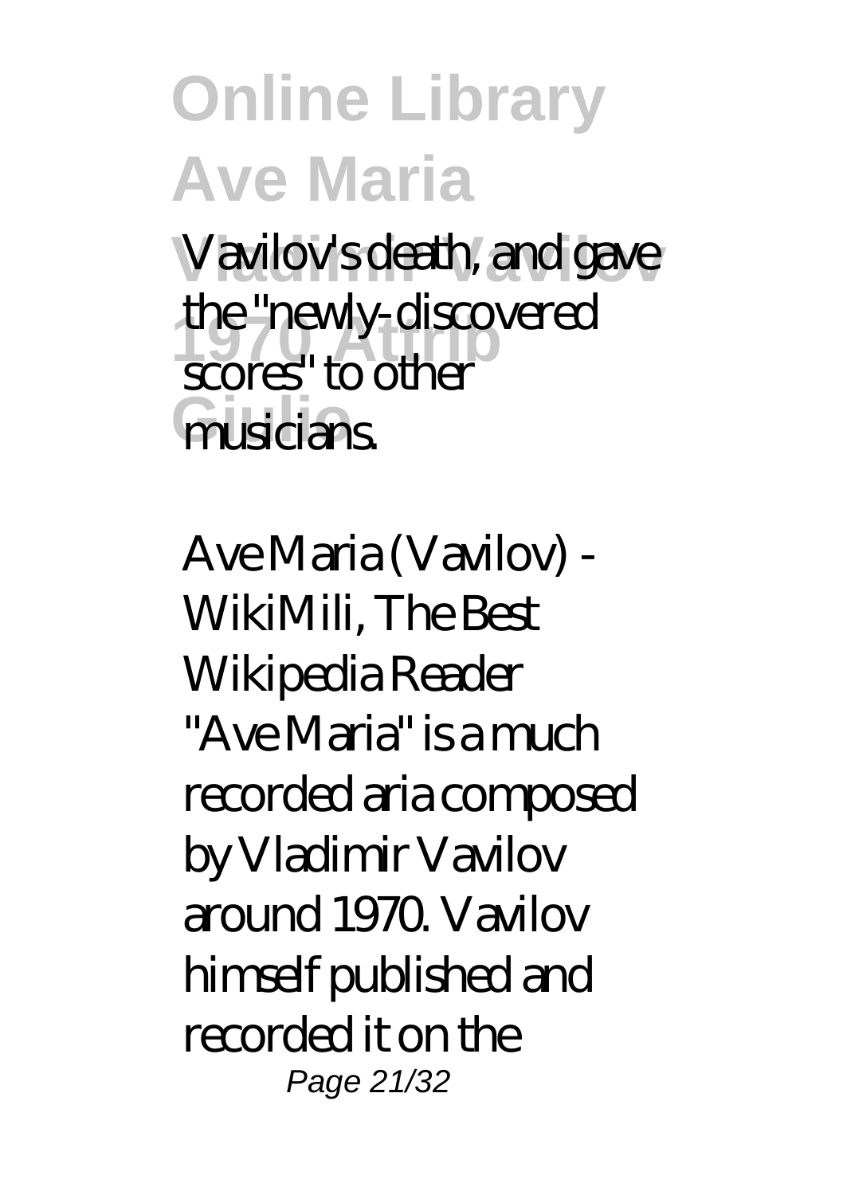Vavilov's death, and gave the "newly-discovered scores" to other musicians.

*Ave Maria (Vavilov) - WikiMili, The Best Wikipedia Reader*

"Ave Maria" is a much recorded aria composed by Vladimir Vavilov around 1970. Vavilov himself published and recorded it on the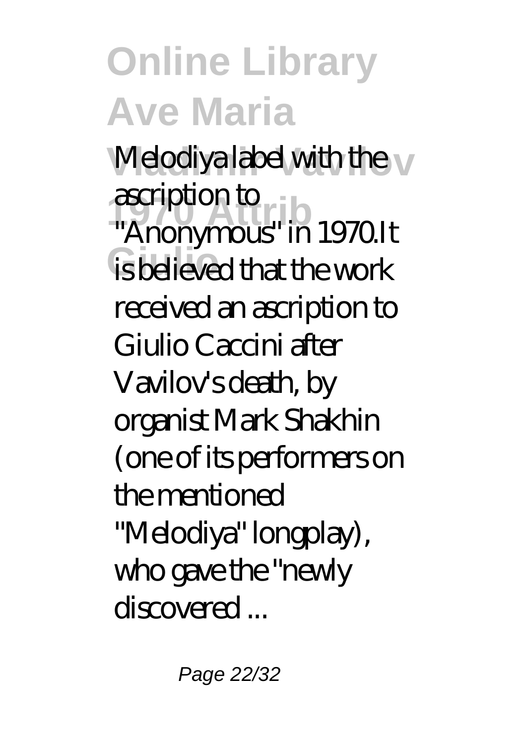Melodiya label with the ascription to "Anonymous" in 1970.It is believed that the work received an ascription to Giulio Caccini after Vavilov's death, by organist Mark Shakhin (one of its performers on the mentioned "Melodiya" longplay), who gave the "newly discovered ...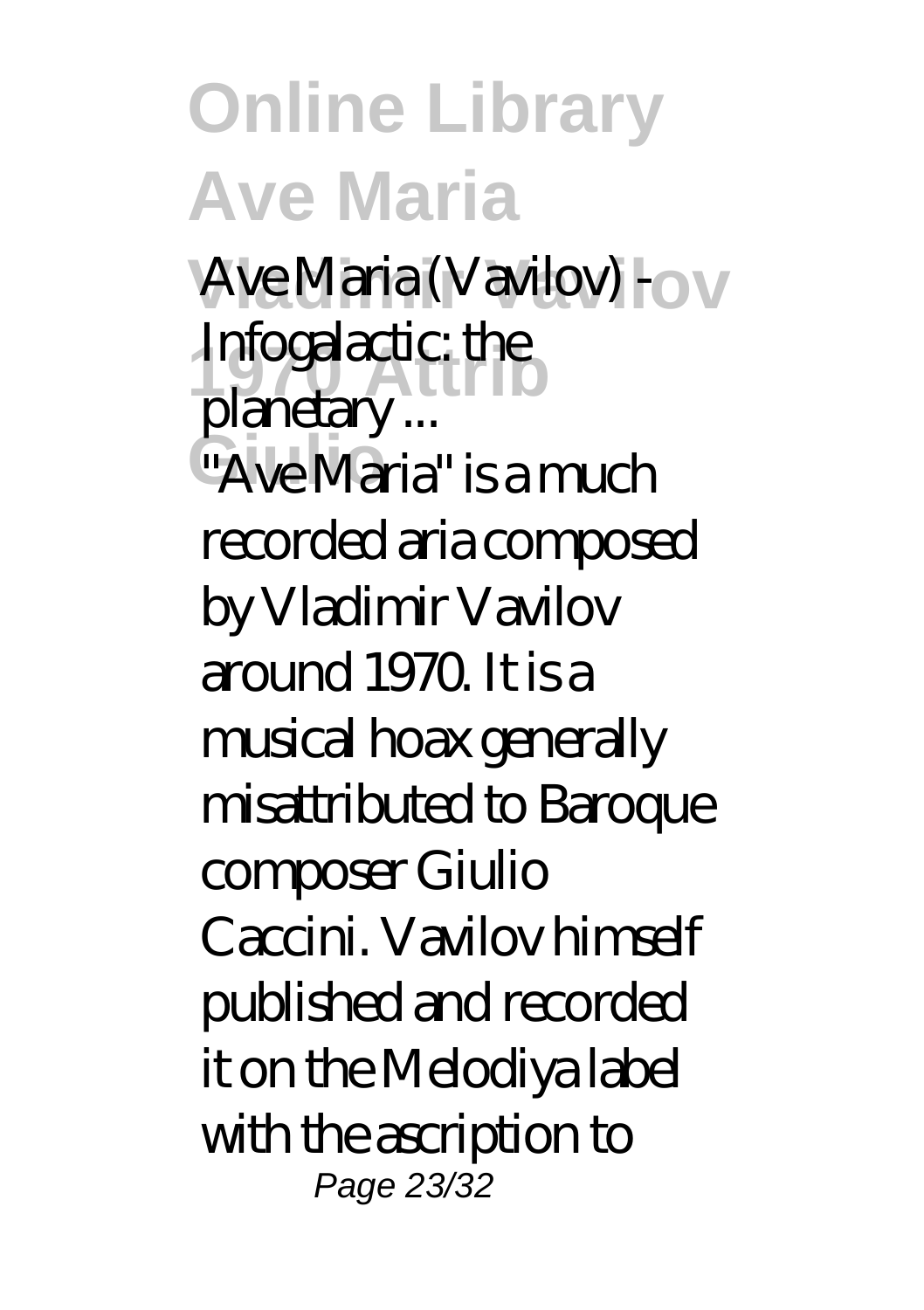**Ave Maria (Vavilov) - Infogalactic: the planetary ...**

"Ave Maria" is a much recorded aria composed by Vladimir Vavilov around 1970. It is a musical hoax generally misattributed to Baroque composer Giulio Caccini. Vavilov himself published and recorded it on the Melodiya label with the ascription to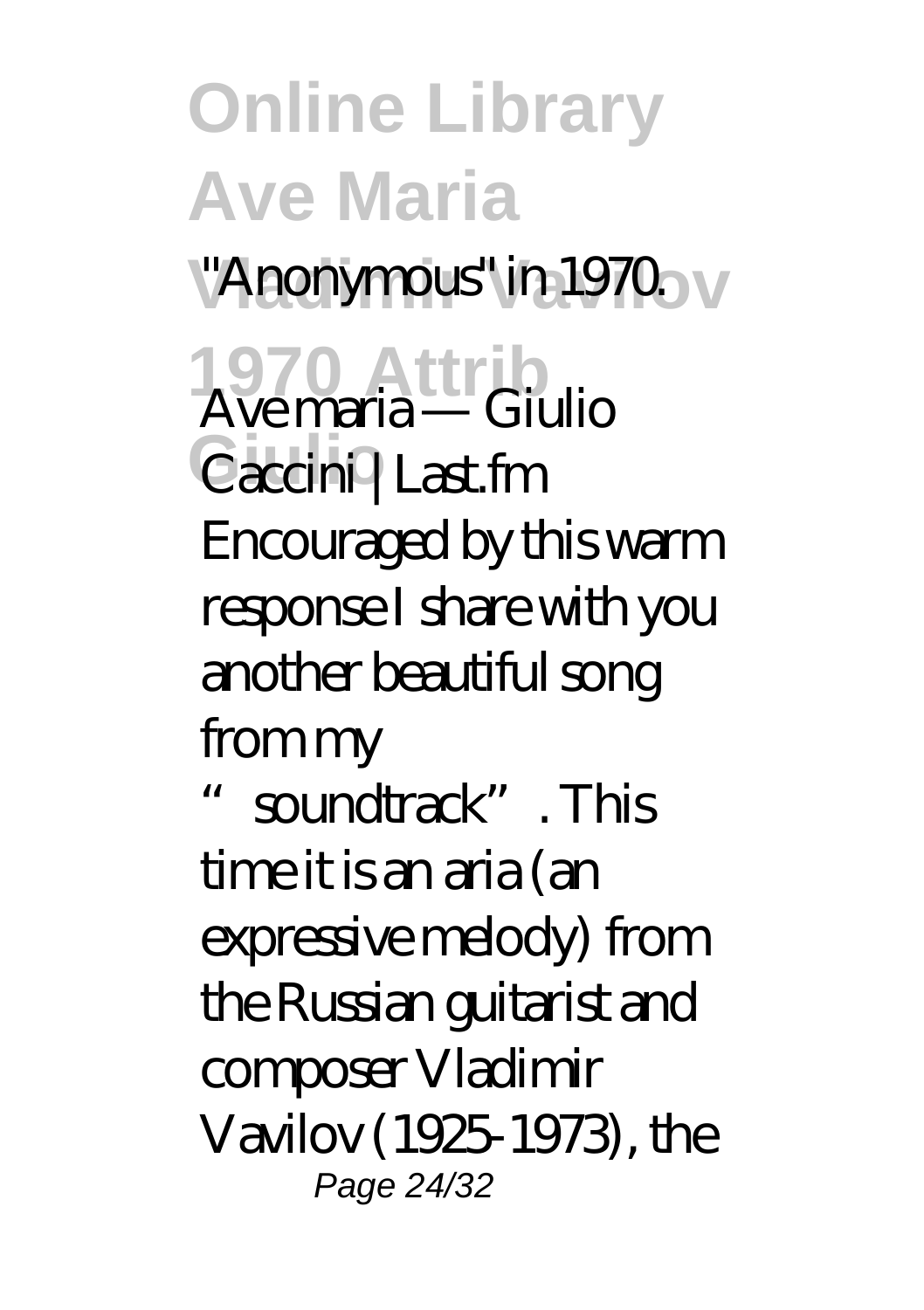"Anonymous" in 1970.

Ave maria — Giulio Caccini | Last.fm

Encouraged by this warm response I share with you another beautiful song from my "soundtrack". This time it is an aria (an expressive melody) from the Russian guitarist and composer Vladimir Vavilov (1925-1973), the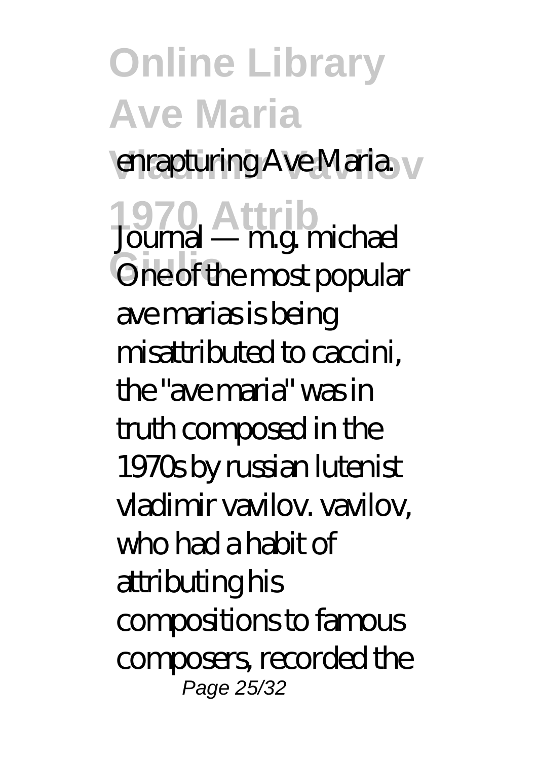enrapturing Ave Maria.

Journal — m.g. michael One of the most popular ave marias is being misattributed to caccini, the "ave maria" was in truth composed in the 1970s by russian lutenist vladimir vavilov. vavilov, who had a habit of attributing his compositions to famous composers, recorded the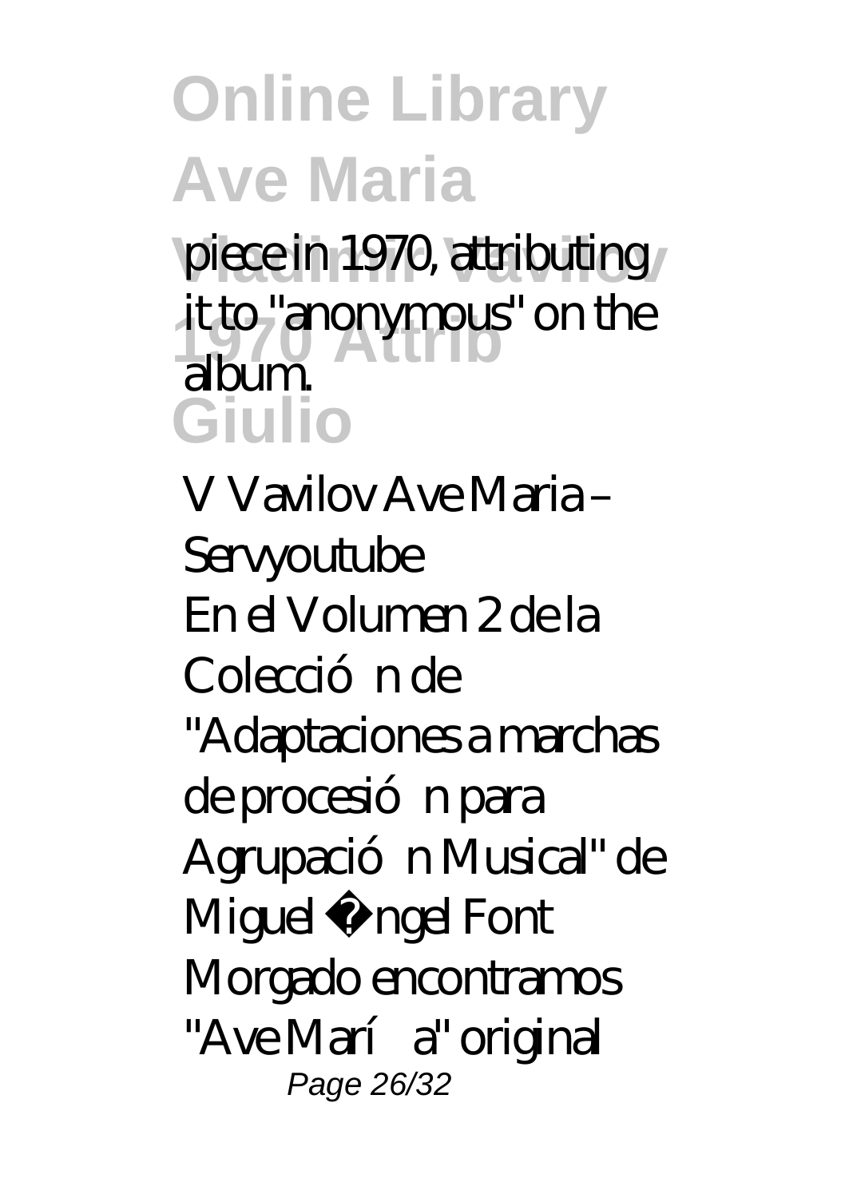piece in 1970, attributing it to "anonymous" on the album.

*V Vavilov Ave Maria – Servyoutube*

En el Volumen 2 de la Colección de "Adaptaciones a marchas de procesión para Agrupación Musical" de Miguel Ángel Font Morgado encontramos "Ave María" original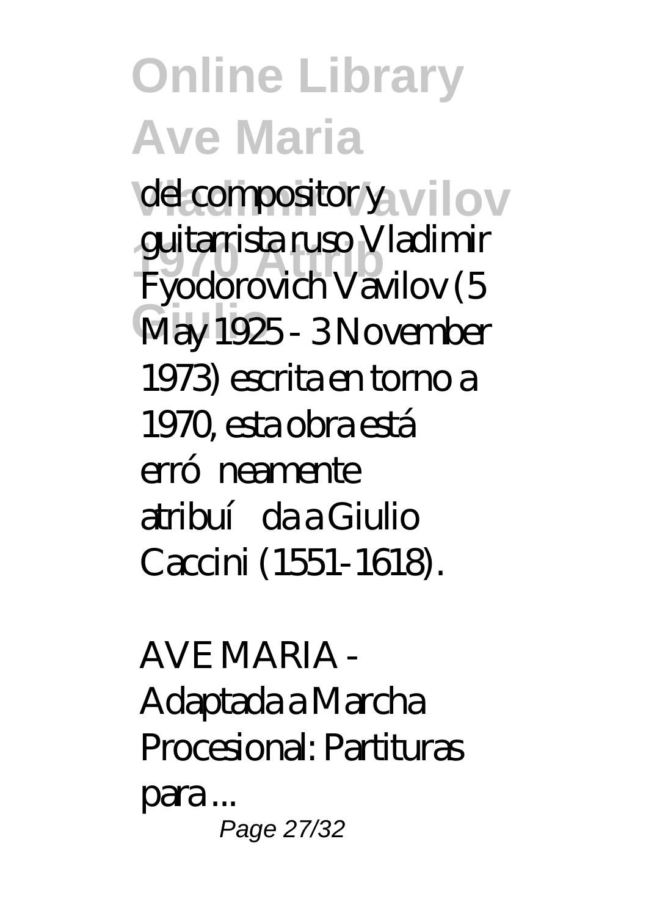del compositor y guitarrista ruso Vladimir Fyodorovich Vavilov (5 May 1925 - 3 November 1973) escrita en torno a 1970, esta obra está erróneamente atribuída a Giulio Caccini (1551-1618).

*AVE MARIA - Adaptada a Marcha Procesional: Partituras para ...*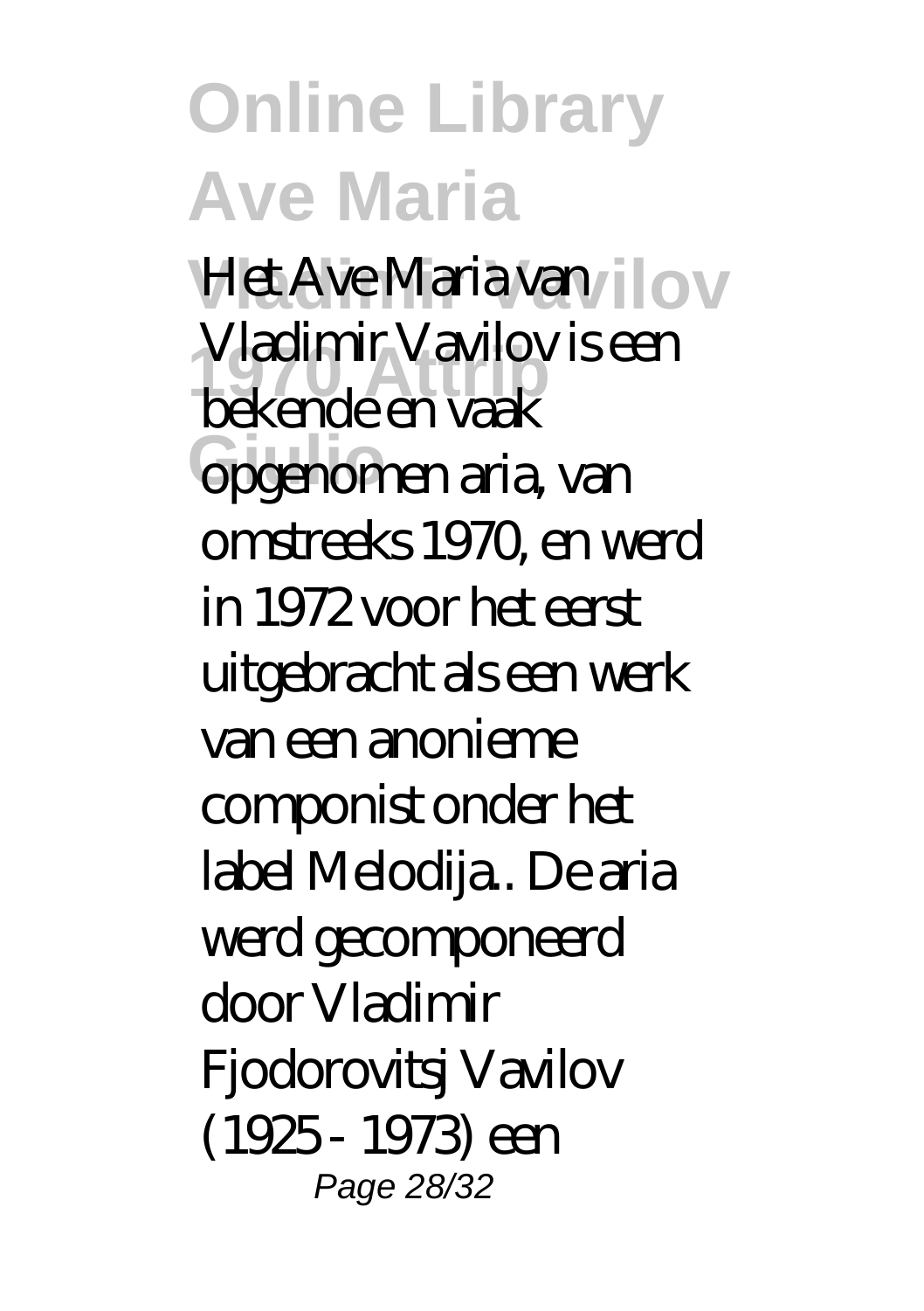Het Ave Maria van Vladimir Vavilov is een bekende en vaak opgenomen aria, van omstreeks 1970, en werd in 1972 voor het eerst uitgebracht als een werk van een anonieme componist onder het label Melodija.. De aria werd gecomponeerd door Vladimir Fjodorovitsj Vavilov (1925 - 1973) een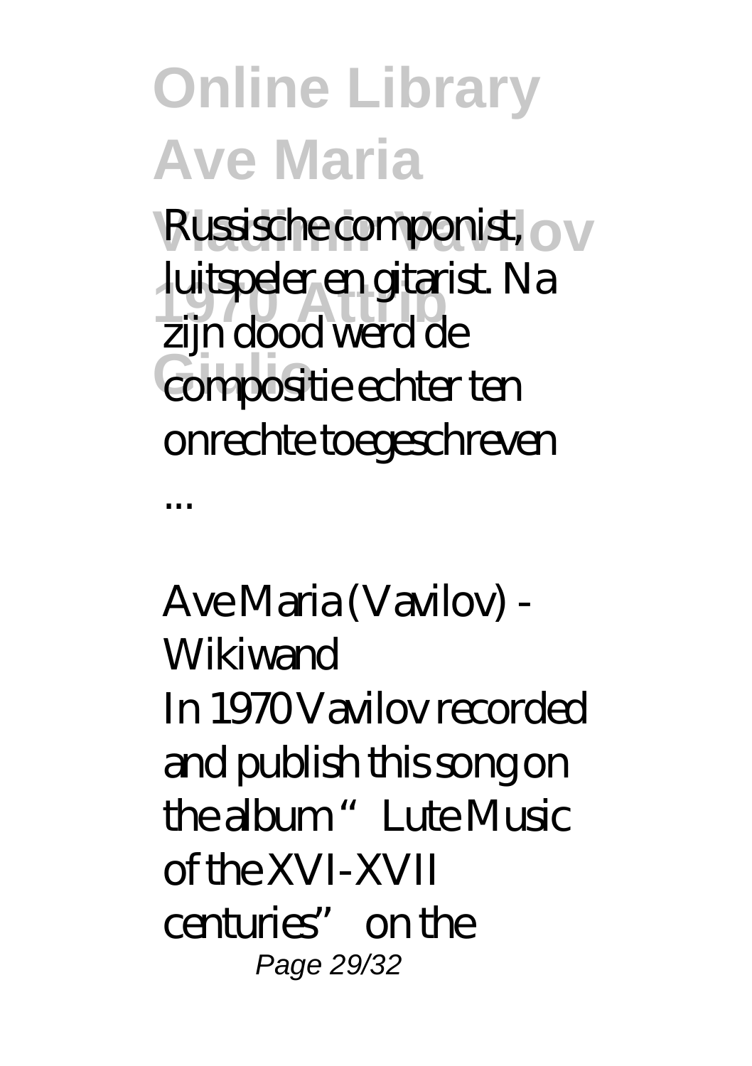Russische componist, luitspeler en gitarist. Na zijn dood werd de compositie echter ten onrechte toegeschreven ...

*Ave Maria (Vavilov) - Wikiwand*

In 1970 Vavilov recorded and publish this song on the album "Lute Music of the XVI-XVII centuries" on the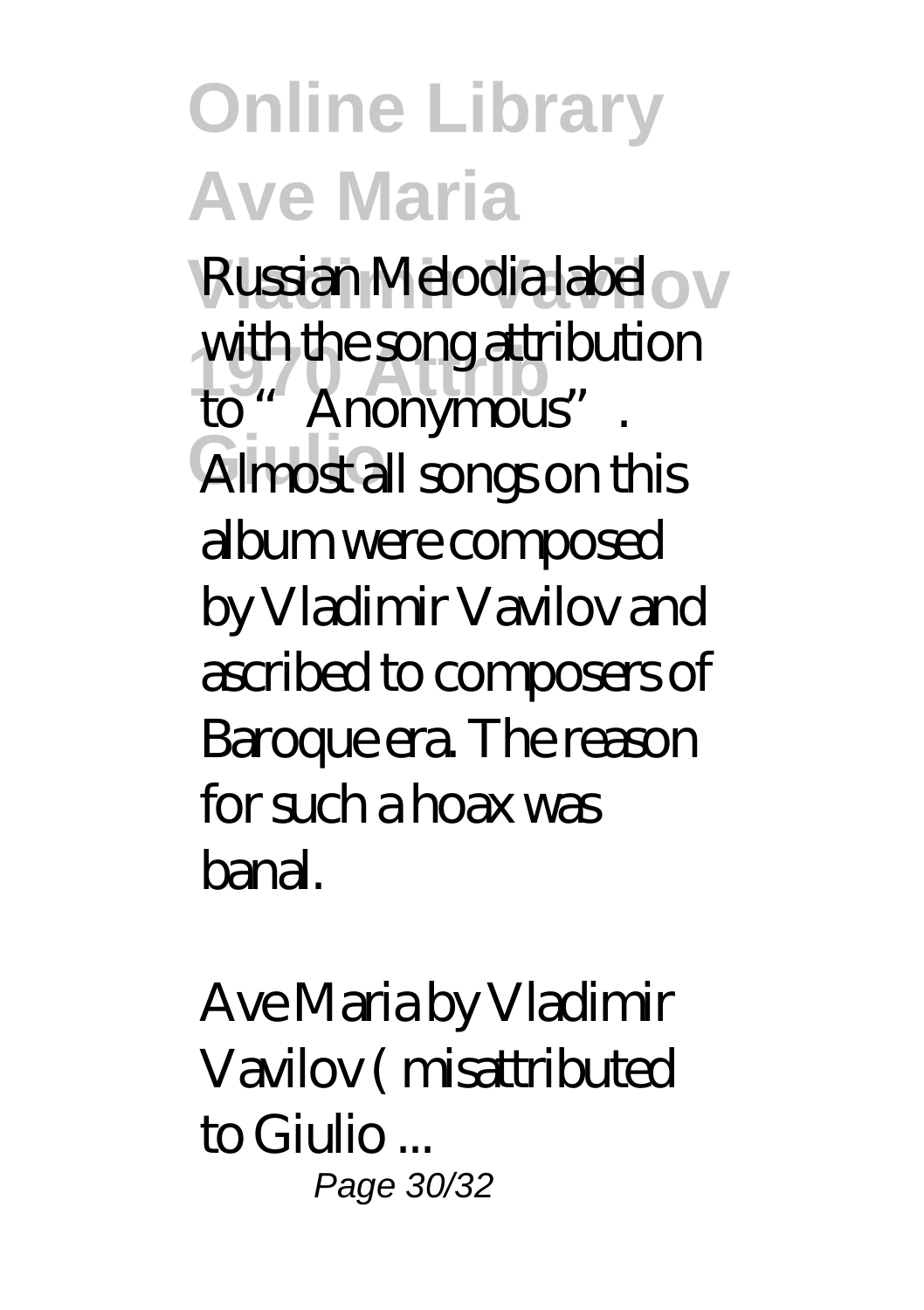Russian Melodia label with the song attribution to "Anonymous". Almost all songs on this album were composed by Vladimir Vavilov and ascribed to composers of Baroque era. The reason for such a hoax was banal.

*Ave Maria by Vladimir Vavilov ( misattributed to Giulio ...*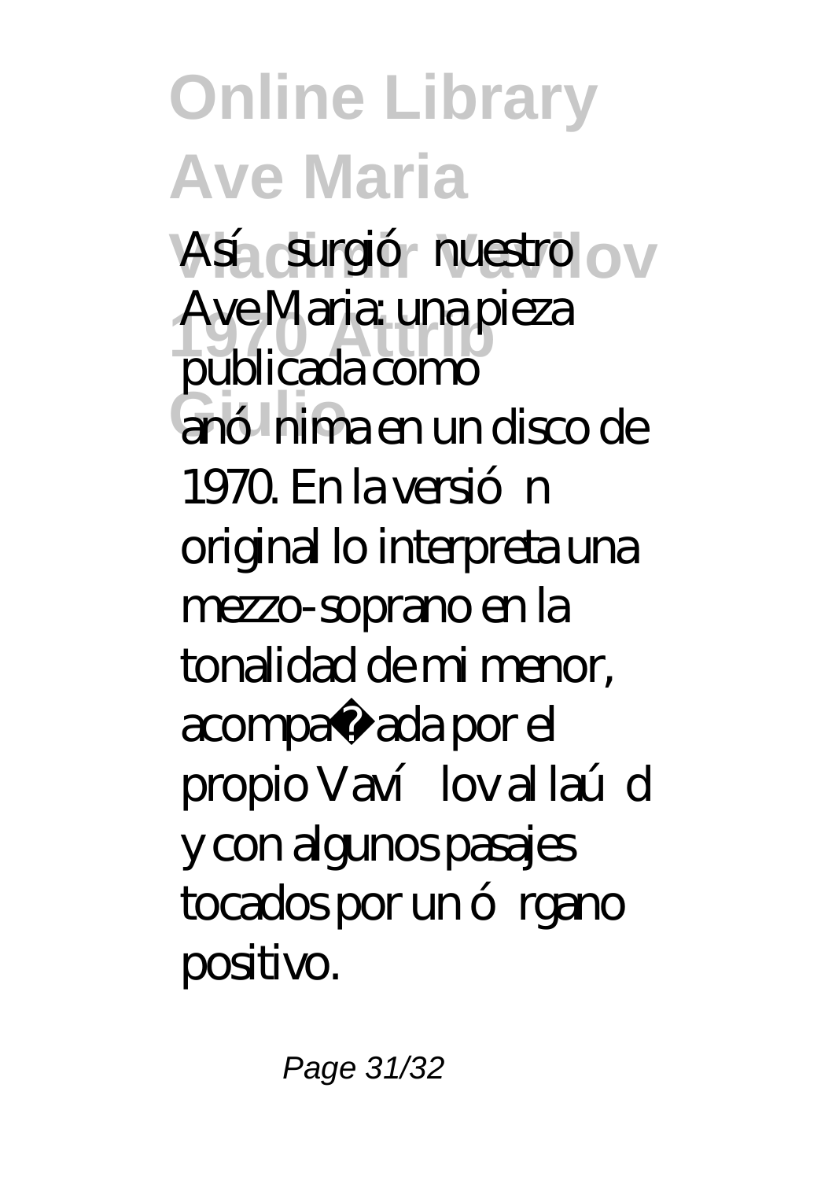Así surgió nuestro Ave Maria: una pieza publicada como anónima en un disco de 1970. En la versión original lo interpreta una mezzo-soprano en la tonalidad de mi menor, acompañada por el propio Vavílov al laúd y con algunos pasajes tocados por un órgano positivo.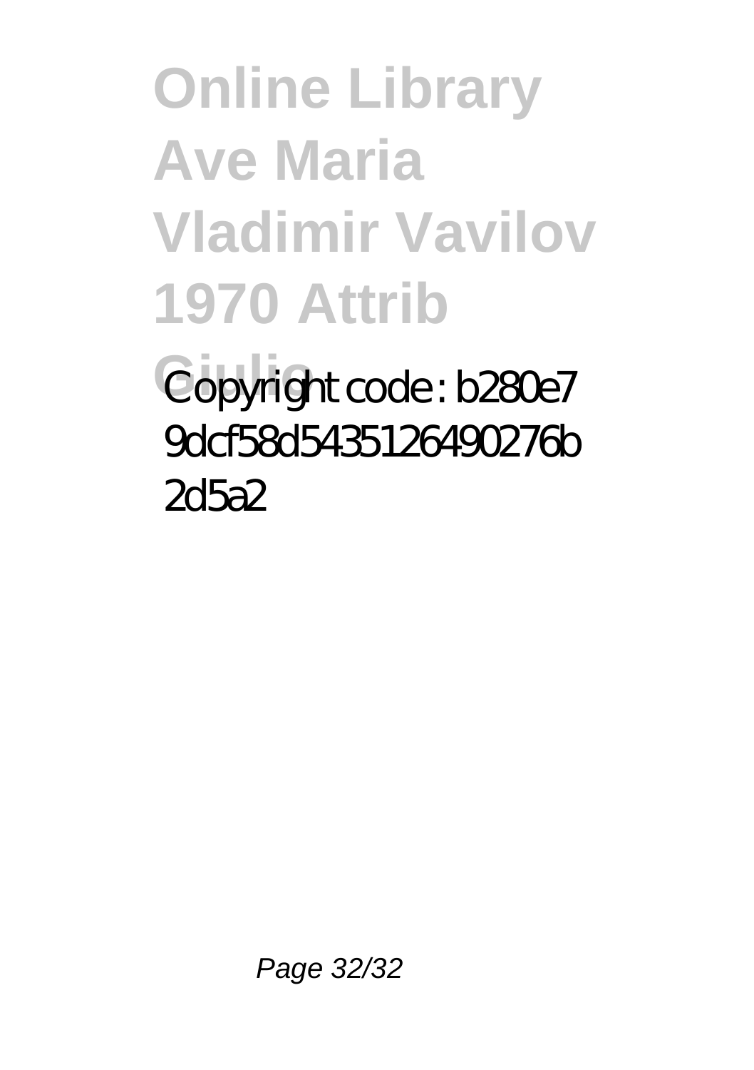Copyright code : b280e79dcf58d54351264902​76b2d5a2